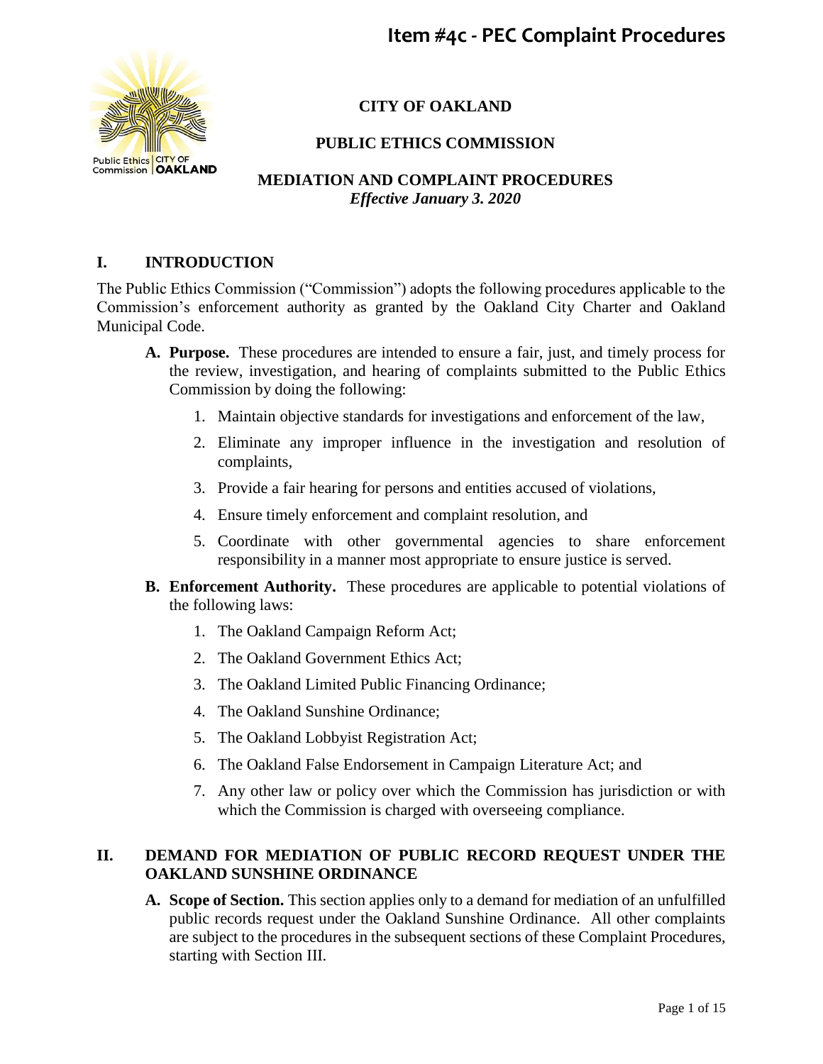# Item #4c - PEC Complaint Procedures

**CITY OF OAKLAND**

**PUBLIC ETHICS COMMISSION**

**MEDIATION AND COMPLAINT PROCEDURES**
***Effective January 3. 2020***

## I. INTRODUCTION

The Public Ethics Commission ("Commission") adopts the following procedures applicable to the Commission's enforcement authority as granted by the Oakland City Charter and Oakland Municipal Code.

- **A. Purpose.** These procedures are intended to ensure a fair, just, and timely process for the review, investigation, and hearing of complaints submitted to the Public Ethics Commission by doing the following:
  1. Maintain objective standards for investigations and enforcement of the law,
  2. Eliminate any improper influence in the investigation and resolution of complaints,
  3. Provide a fair hearing for persons and entities accused of violations,
  4. Ensure timely enforcement and complaint resolution, and
  5. Coordinate with other governmental agencies to share enforcement responsibility in a manner most appropriate to ensure justice is served.
- **B. Enforcement Authority.** These procedures are applicable to potential violations of the following laws:
  1. The Oakland Campaign Reform Act;
  2. The Oakland Government Ethics Act;
  3. The Oakland Limited Public Financing Ordinance;
  4. The Oakland Sunshine Ordinance;
  5. The Oakland Lobbyist Registration Act;
  6. The Oakland False Endorsement in Campaign Literature Act; and
  7. Any other law or policy over which the Commission has jurisdiction or with which the Commission is charged with overseeing compliance.

## II. DEMAND FOR MEDIATION OF PUBLIC RECORD REQUEST UNDER THE OAKLAND SUNSHINE ORDINANCE

- **A. Scope of Section.** This section applies only to a demand for mediation of an unfulfilled public records request under the Oakland Sunshine Ordinance. All other complaints are subject to the procedures in the subsequent sections of these Complaint Procedures, starting with Section III.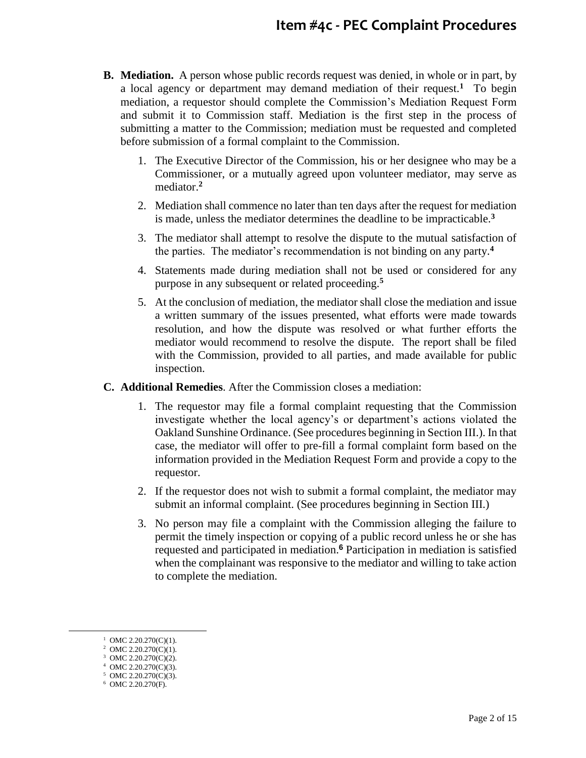**B. Mediation.** A person whose public records request was denied, in whole or in part, by a local agency or department may demand mediation of their request.[1] To begin mediation, a requestor should complete the Commission's Mediation Request Form and submit it to Commission staff. Mediation is the first step in the process of submitting a matter to the Commission; mediation must be requested and completed before submission of a formal complaint to the Commission.

1. The Executive Director of the Commission, his or her designee who may be a Commissioner, or a mutually agreed upon volunteer mediator, may serve as mediator.[2]

2. Mediation shall commence no later than ten days after the request for mediation is made, unless the mediator determines the deadline to be impracticable.[3]

3. The mediator shall attempt to resolve the dispute to the mutual satisfaction of the parties. The mediator's recommendation is not binding on any party.[4]

4. Statements made during mediation shall not be used or considered for any purpose in any subsequent or related proceeding.[5]

5. At the conclusion of mediation, the mediator shall close the mediation and issue a written summary of the issues presented, what efforts were made towards resolution, and how the dispute was resolved or what further efforts the mediator would recommend to resolve the dispute. The report shall be filed with the Commission, provided to all parties, and made available for public inspection.

**C. Additional Remedies**. After the Commission closes a mediation:

1. The requestor may file a formal complaint requesting that the Commission investigate whether the local agency's or department's actions violated the Oakland Sunshine Ordinance. (See procedures beginning in Section III.). In that case, the mediator will offer to pre-fill a formal complaint form based on the information provided in the Mediation Request Form and provide a copy to the requestor.

2. If the requestor does not wish to submit a formal complaint, the mediator may submit an informal complaint. (See procedures beginning in Section III.)

3. No person may file a complaint with the Commission alleging the failure to permit the timely inspection or copying of a public record unless he or she has requested and participated in mediation.[6] Participation in mediation is satisfied when the complainant was responsive to the mediator and willing to take action to complete the mediation.

---

[1] OMC 2.20.270(C)(1).
[2] OMC 2.20.270(C)(1).
[3] OMC 2.20.270(C)(2).
[4] OMC 2.20.270(C)(3).
[5] OMC 2.20.270(C)(3).
[6] OMC 2.20.270(F).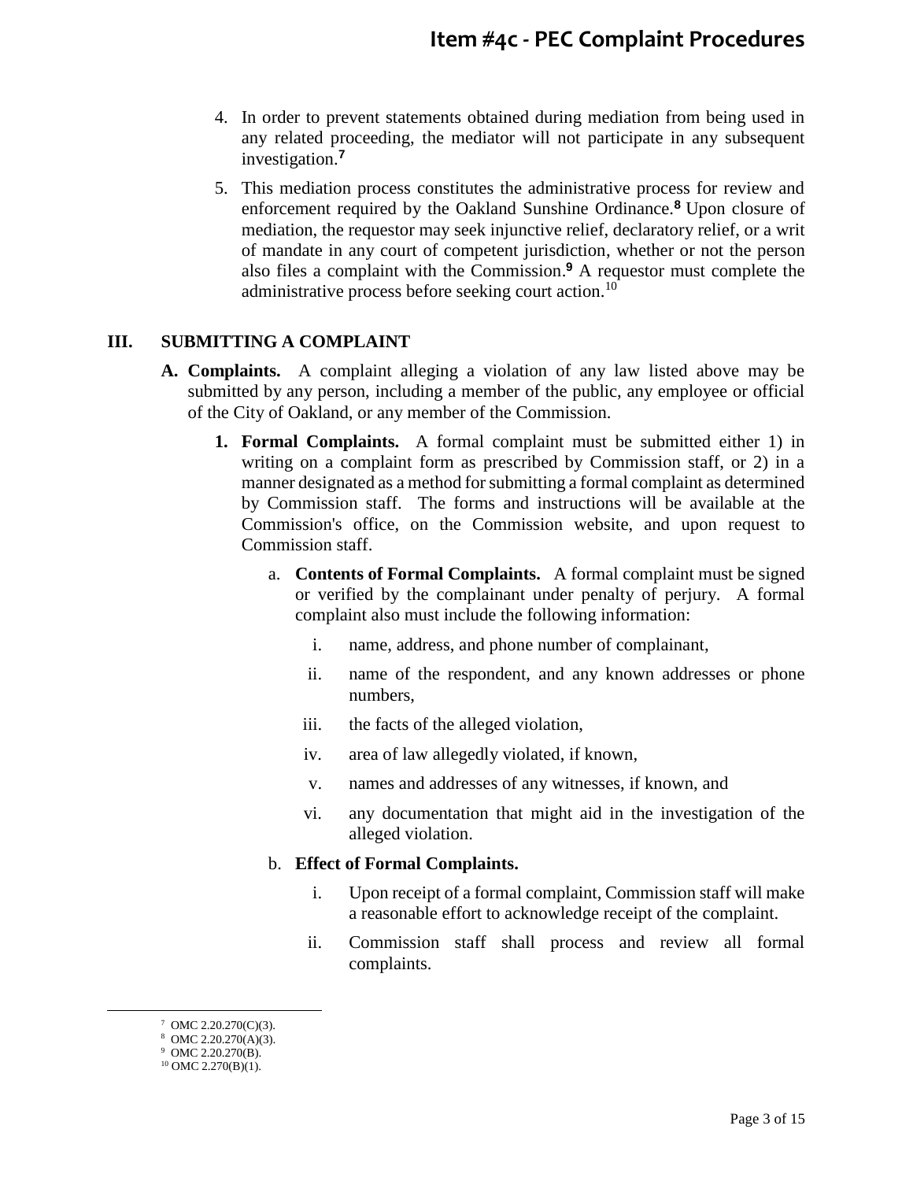4. In order to prevent statements obtained during mediation from being used in any related proceeding, the mediator will not participate in any subsequent investigation.[7]

5. This mediation process constitutes the administrative process for review and enforcement required by the Oakland Sunshine Ordinance.[8] Upon closure of mediation, the requestor may seek injunctive relief, declaratory relief, or a writ of mandate in any court of competent jurisdiction, whether or not the person also files a complaint with the Commission.[9] A requestor must complete the administrative process before seeking court action.[10]

## III. SUBMITTING A COMPLAINT

**A. Complaints.** A complaint alleging a violation of any law listed above may be submitted by any person, including a member of the public, any employee or official of the City of Oakland, or any member of the Commission.

**1. Formal Complaints.** A formal complaint must be submitted either 1) in writing on a complaint form as prescribed by Commission staff, or 2) in a manner designated as a method for submitting a formal complaint as determined by Commission staff. The forms and instructions will be available at the Commission's office, on the Commission website, and upon request to Commission staff.

a. **Contents of Formal Complaints.** A formal complaint must be signed or verified by the complainant under penalty of perjury. A formal complaint also must include the following information:

i. name, address, and phone number of complainant,

ii. name of the respondent, and any known addresses or phone numbers,

iii. the facts of the alleged violation,

iv. area of law allegedly violated, if known,

v. names and addresses of any witnesses, if known, and

vi. any documentation that might aid in the investigation of the alleged violation.

b. **Effect of Formal Complaints.**

i. Upon receipt of a formal complaint, Commission staff will make a reasonable effort to acknowledge receipt of the complaint.

ii. Commission staff shall process and review all formal complaints.

---

[7] OMC 2.20.270(C)(3).
[8] OMC 2.20.270(A)(3).
[9] OMC 2.20.270(B).
[10] OMC 2.270(B)(1).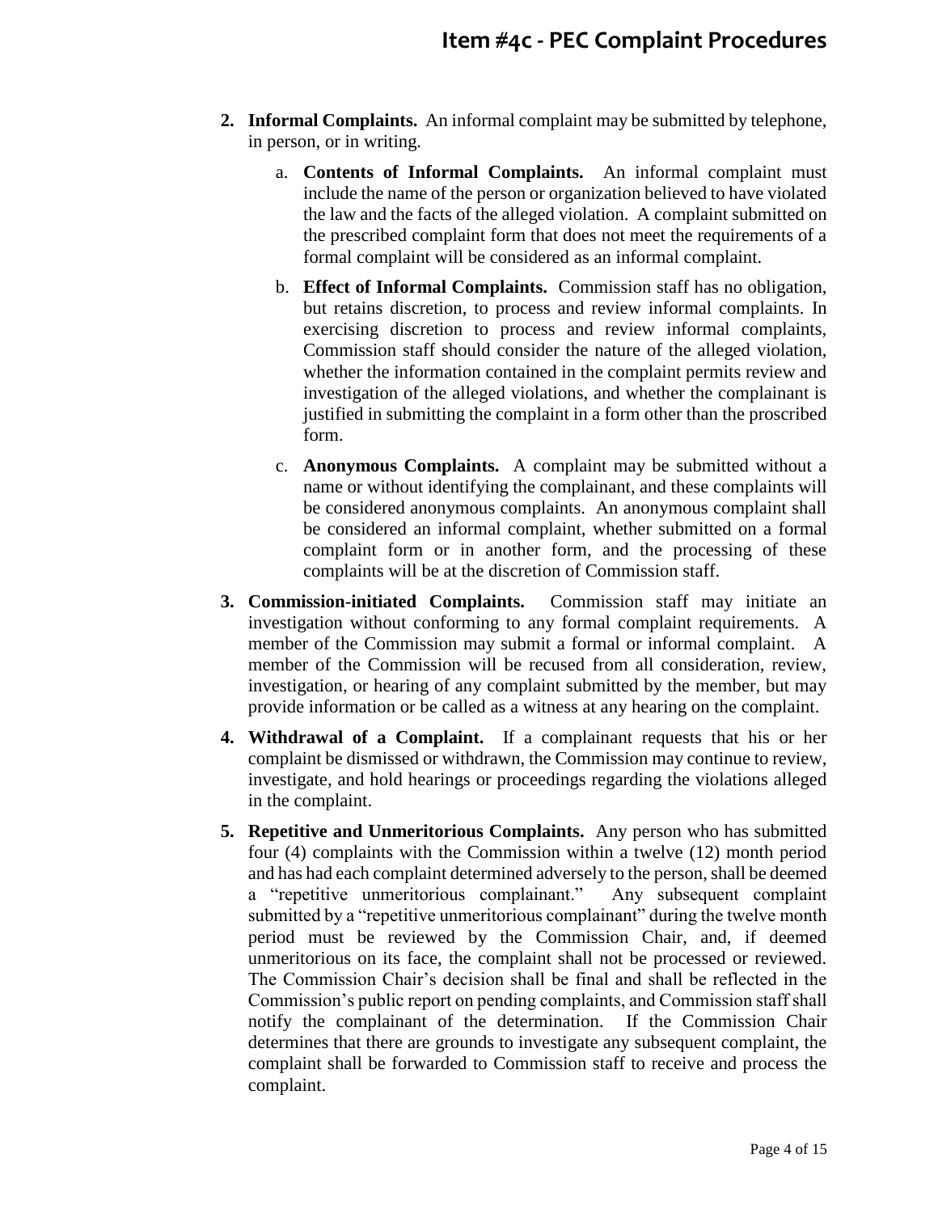2. **Informal Complaints.** An informal complaint may be submitted by telephone, in person, or in writing.

   a. **Contents of Informal Complaints.** An informal complaint must include the name of the person or organization believed to have violated the law and the facts of the alleged violation. A complaint submitted on the prescribed complaint form that does not meet the requirements of a formal complaint will be considered as an informal complaint.

   b. **Effect of Informal Complaints.** Commission staff has no obligation, but retains discretion, to process and review informal complaints. In exercising discretion to process and review informal complaints, Commission staff should consider the nature of the alleged violation, whether the information contained in the complaint permits review and investigation of the alleged violations, and whether the complainant is justified in submitting the complaint in a form other than the proscribed form.

   c. **Anonymous Complaints.** A complaint may be submitted without a name or without identifying the complainant, and these complaints will be considered anonymous complaints. An anonymous complaint shall be considered an informal complaint, whether submitted on a formal complaint form or in another form, and the processing of these complaints will be at the discretion of Commission staff.

3. **Commission-initiated Complaints.** Commission staff may initiate an investigation without conforming to any formal complaint requirements. A member of the Commission may submit a formal or informal complaint. A member of the Commission will be recused from all consideration, review, investigation, or hearing of any complaint submitted by the member, but may provide information or be called as a witness at any hearing on the complaint.

4. **Withdrawal of a Complaint.** If a complainant requests that his or her complaint be dismissed or withdrawn, the Commission may continue to review, investigate, and hold hearings or proceedings regarding the violations alleged in the complaint.

5. **Repetitive and Unmeritorious Complaints.** Any person who has submitted four (4) complaints with the Commission within a twelve (12) month period and has had each complaint determined adversely to the person, shall be deemed a "repetitive unmeritorious complainant." Any subsequent complaint submitted by a "repetitive unmeritorious complainant" during the twelve month period must be reviewed by the Commission Chair, and, if deemed unmeritorious on its face, the complaint shall not be processed or reviewed. The Commission Chair's decision shall be final and shall be reflected in the Commission's public report on pending complaints, and Commission staff shall notify the complainant of the determination. If the Commission Chair determines that there are grounds to investigate any subsequent complaint, the complaint shall be forwarded to Commission staff to receive and process the complaint.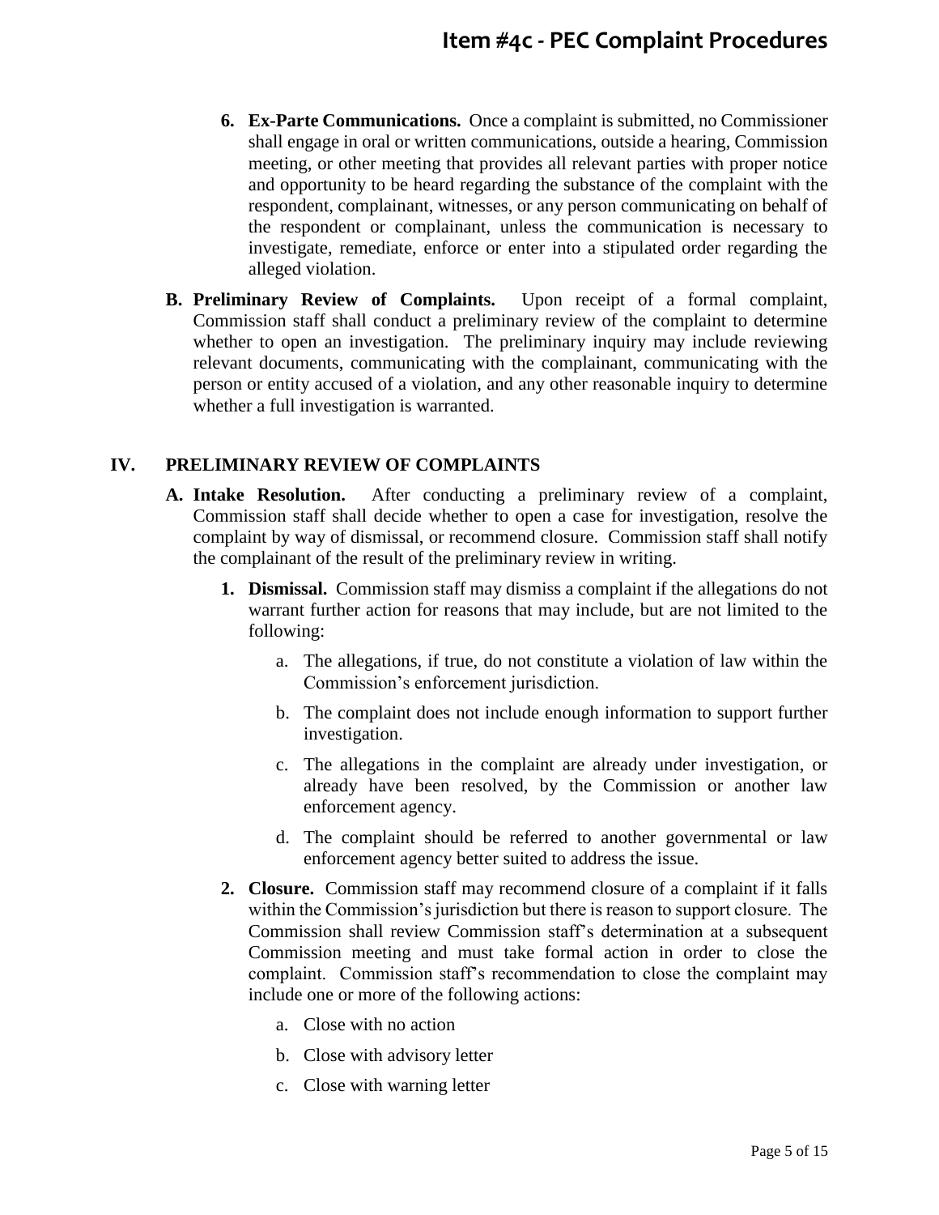6. **Ex-Parte Communications.** Once a complaint is submitted, no Commissioner shall engage in oral or written communications, outside a hearing, Commission meeting, or other meeting that provides all relevant parties with proper notice and opportunity to be heard regarding the substance of the complaint with the respondent, complainant, witnesses, or any person communicating on behalf of the respondent or complainant, unless the communication is necessary to investigate, remediate, enforce or enter into a stipulated order regarding the alleged violation.

**B. Preliminary Review of Complaints.** Upon receipt of a formal complaint, Commission staff shall conduct a preliminary review of the complaint to determine whether to open an investigation. The preliminary inquiry may include reviewing relevant documents, communicating with the complainant, communicating with the person or entity accused of a violation, and any other reasonable inquiry to determine whether a full investigation is warranted.

## IV. PRELIMINARY REVIEW OF COMPLAINTS

**A. Intake Resolution.** After conducting a preliminary review of a complaint, Commission staff shall decide whether to open a case for investigation, resolve the complaint by way of dismissal, or recommend closure. Commission staff shall notify the complainant of the result of the preliminary review in writing.

1. **Dismissal.** Commission staff may dismiss a complaint if the allegations do not warrant further action for reasons that may include, but are not limited to the following:

   a. The allegations, if true, do not constitute a violation of law within the Commission's enforcement jurisdiction.

   b. The complaint does not include enough information to support further investigation.

   c. The allegations in the complaint are already under investigation, or already have been resolved, by the Commission or another law enforcement agency.

   d. The complaint should be referred to another governmental or law enforcement agency better suited to address the issue.

2. **Closure.** Commission staff may recommend closure of a complaint if it falls within the Commission's jurisdiction but there is reason to support closure. The Commission shall review Commission staff's determination at a subsequent Commission meeting and must take formal action in order to close the complaint. Commission staff's recommendation to close the complaint may include one or more of the following actions:

   a. Close with no action

   b. Close with advisory letter

   c. Close with warning letter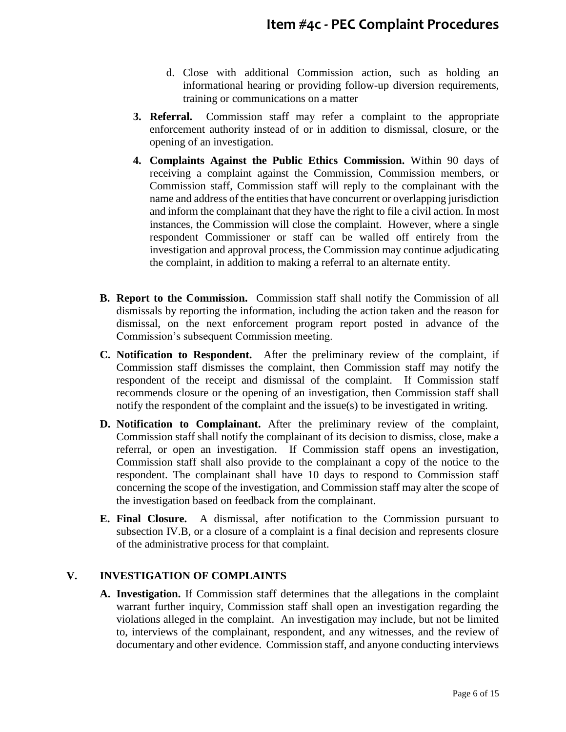d. Close with additional Commission action, such as holding an informational hearing or providing follow-up diversion requirements, training or communications on a matter

3. **Referral.** Commission staff may refer a complaint to the appropriate enforcement authority instead of or in addition to dismissal, closure, or the opening of an investigation.

4. **Complaints Against the Public Ethics Commission.** Within 90 days of receiving a complaint against the Commission, Commission members, or Commission staff, Commission staff will reply to the complainant with the name and address of the entities that have concurrent or overlapping jurisdiction and inform the complainant that they have the right to file a civil action. In most instances, the Commission will close the complaint. However, where a single respondent Commissioner or staff can be walled off entirely from the investigation and approval process, the Commission may continue adjudicating the complaint, in addition to making a referral to an alternate entity.

**B. Report to the Commission.** Commission staff shall notify the Commission of all dismissals by reporting the information, including the action taken and the reason for dismissal, on the next enforcement program report posted in advance of the Commission's subsequent Commission meeting.

**C. Notification to Respondent.** After the preliminary review of the complaint, if Commission staff dismisses the complaint, then Commission staff may notify the respondent of the receipt and dismissal of the complaint. If Commission staff recommends closure or the opening of an investigation, then Commission staff shall notify the respondent of the complaint and the issue(s) to be investigated in writing.

**D. Notification to Complainant.** After the preliminary review of the complaint, Commission staff shall notify the complainant of its decision to dismiss, close, make a referral, or open an investigation. If Commission staff opens an investigation, Commission staff shall also provide to the complainant a copy of the notice to the respondent. The complainant shall have 10 days to respond to Commission staff concerning the scope of the investigation, and Commission staff may alter the scope of the investigation based on feedback from the complainant.

**E. Final Closure.** A dismissal, after notification to the Commission pursuant to subsection IV.B, or a closure of a complaint is a final decision and represents closure of the administrative process for that complaint.

## V. INVESTIGATION OF COMPLAINTS

**A. Investigation.** If Commission staff determines that the allegations in the complaint warrant further inquiry, Commission staff shall open an investigation regarding the violations alleged in the complaint. An investigation may include, but not be limited to, interviews of the complainant, respondent, and any witnesses, and the review of documentary and other evidence. Commission staff, and anyone conducting interviews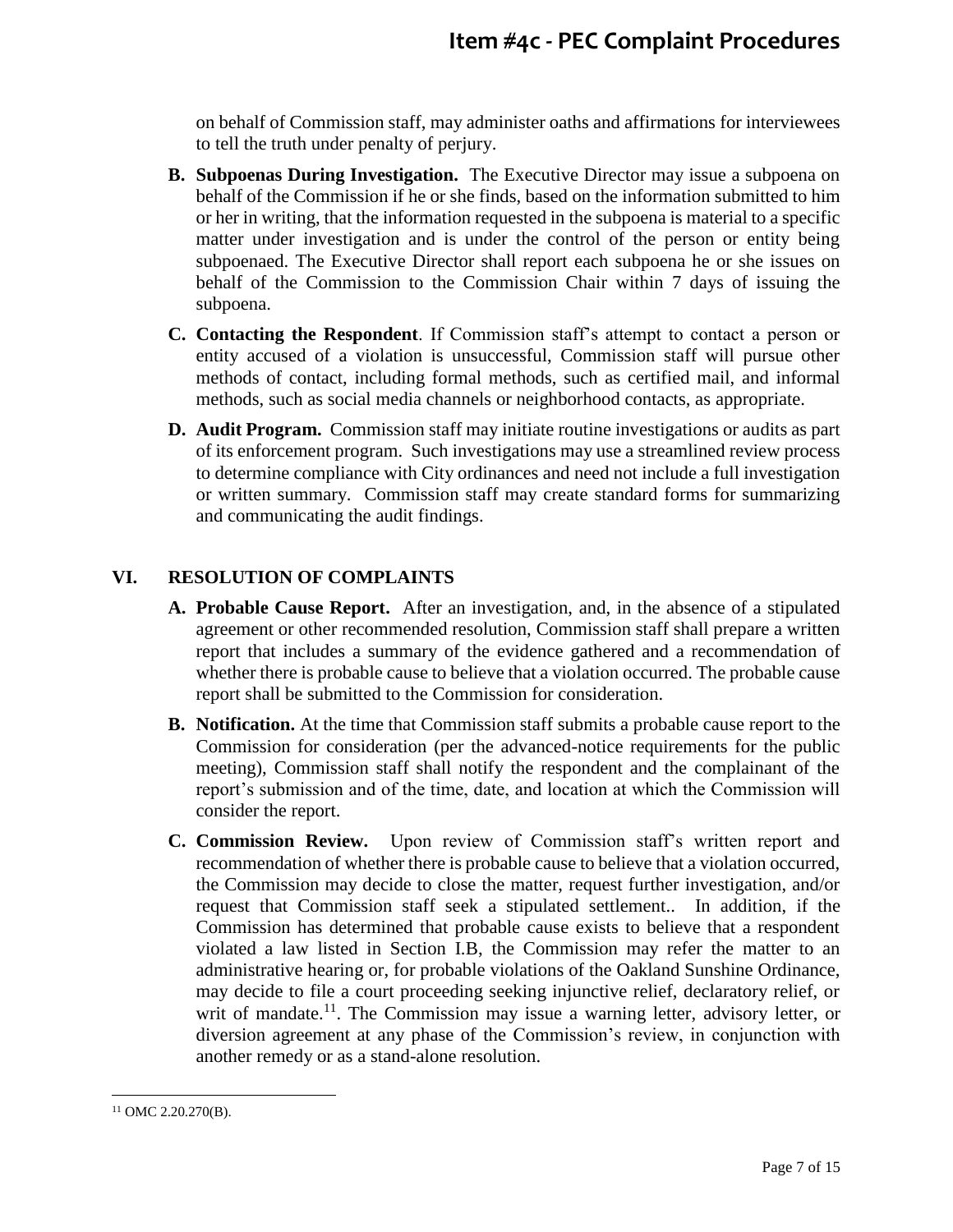on behalf of Commission staff, may administer oaths and affirmations for interviewees to tell the truth under penalty of perjury.

**B. Subpoenas During Investigation.** The Executive Director may issue a subpoena on behalf of the Commission if he or she finds, based on the information submitted to him or her in writing, that the information requested in the subpoena is material to a specific matter under investigation and is under the control of the person or entity being subpoenaed. The Executive Director shall report each subpoena he or she issues on behalf of the Commission to the Commission Chair within 7 days of issuing the subpoena.

**C. Contacting the Respondent**. If Commission staff's attempt to contact a person or entity accused of a violation is unsuccessful, Commission staff will pursue other methods of contact, including formal methods, such as certified mail, and informal methods, such as social media channels or neighborhood contacts, as appropriate.

**D. Audit Program.** Commission staff may initiate routine investigations or audits as part of its enforcement program. Such investigations may use a streamlined review process to determine compliance with City ordinances and need not include a full investigation or written summary. Commission staff may create standard forms for summarizing and communicating the audit findings.

## VI. RESOLUTION OF COMPLAINTS

**A. Probable Cause Report.** After an investigation, and, in the absence of a stipulated agreement or other recommended resolution, Commission staff shall prepare a written report that includes a summary of the evidence gathered and a recommendation of whether there is probable cause to believe that a violation occurred. The probable cause report shall be submitted to the Commission for consideration.

**B. Notification.** At the time that Commission staff submits a probable cause report to the Commission for consideration (per the advanced-notice requirements for the public meeting), Commission staff shall notify the respondent and the complainant of the report's submission and of the time, date, and location at which the Commission will consider the report.

**C. Commission Review.** Upon review of Commission staff's written report and recommendation of whether there is probable cause to believe that a violation occurred, the Commission may decide to close the matter, request further investigation, and/or request that Commission staff seek a stipulated settlement.. In addition, if the Commission has determined that probable cause exists to believe that a respondent violated a law listed in Section I.B, the Commission may refer the matter to an administrative hearing or, for probable violations of the Oakland Sunshine Ordinance, may decide to file a court proceeding seeking injunctive relief, declaratory relief, or writ of mandate.[11]. The Commission may issue a warning letter, advisory letter, or diversion agreement at any phase of the Commission's review, in conjunction with another remedy or as a stand-alone resolution.

---

[11] OMC 2.20.270(B).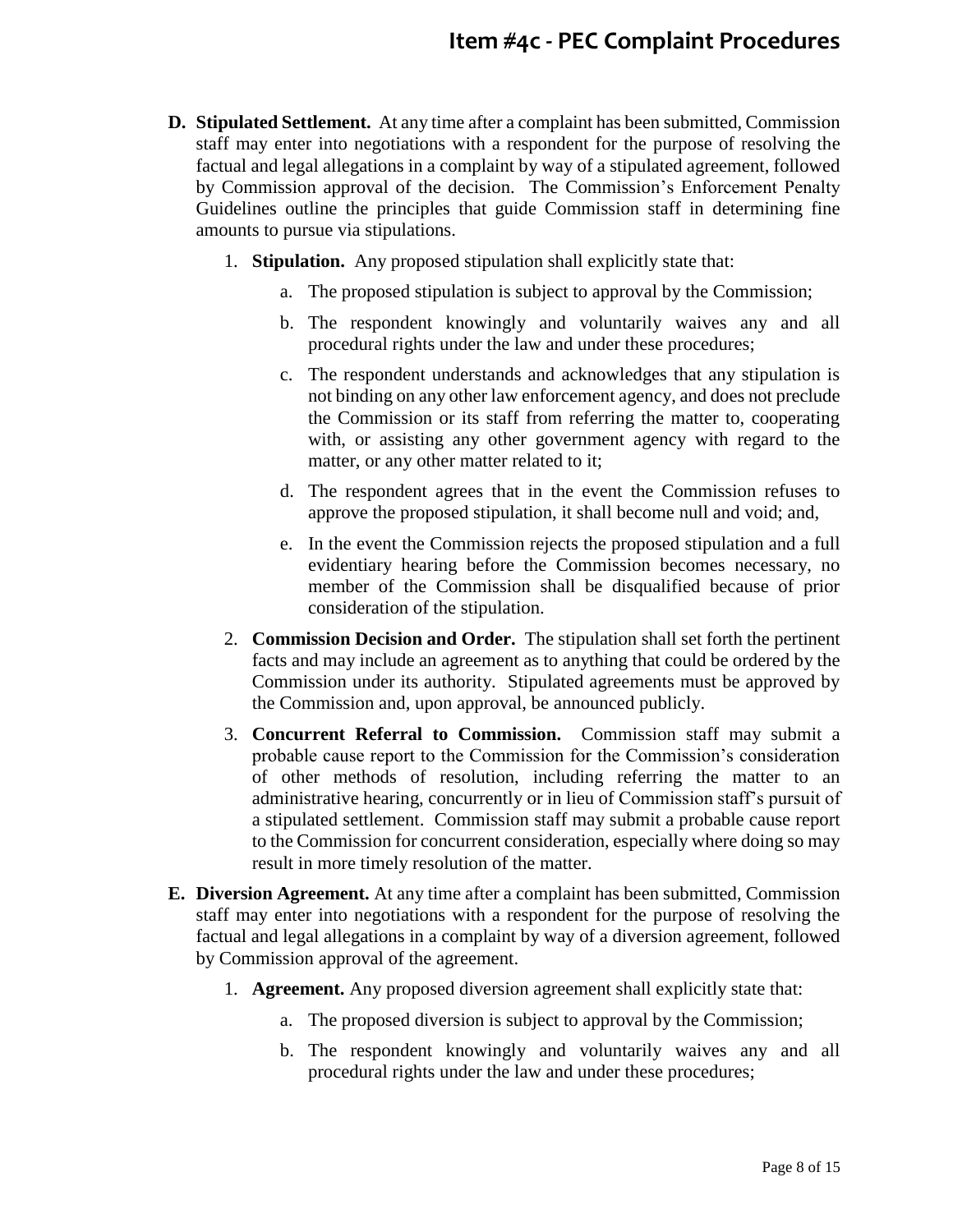**D. Stipulated Settlement.** At any time after a complaint has been submitted, Commission staff may enter into negotiations with a respondent for the purpose of resolving the factual and legal allegations in a complaint by way of a stipulated agreement, followed by Commission approval of the decision. The Commission's Enforcement Penalty Guidelines outline the principles that guide Commission staff in determining fine amounts to pursue via stipulations.

1. **Stipulation.** Any proposed stipulation shall explicitly state that:

    a. The proposed stipulation is subject to approval by the Commission;

    b. The respondent knowingly and voluntarily waives any and all procedural rights under the law and under these procedures;

    c. The respondent understands and acknowledges that any stipulation is not binding on any other law enforcement agency, and does not preclude the Commission or its staff from referring the matter to, cooperating with, or assisting any other government agency with regard to the matter, or any other matter related to it;

    d. The respondent agrees that in the event the Commission refuses to approve the proposed stipulation, it shall become null and void; and,

    e. In the event the Commission rejects the proposed stipulation and a full evidentiary hearing before the Commission becomes necessary, no member of the Commission shall be disqualified because of prior consideration of the stipulation.

2. **Commission Decision and Order.** The stipulation shall set forth the pertinent facts and may include an agreement as to anything that could be ordered by the Commission under its authority. Stipulated agreements must be approved by the Commission and, upon approval, be announced publicly.

3. **Concurrent Referral to Commission.** Commission staff may submit a probable cause report to the Commission for the Commission's consideration of other methods of resolution, including referring the matter to an administrative hearing, concurrently or in lieu of Commission staff's pursuit of a stipulated settlement. Commission staff may submit a probable cause report to the Commission for concurrent consideration, especially where doing so may result in more timely resolution of the matter.

**E. Diversion Agreement.** At any time after a complaint has been submitted, Commission staff may enter into negotiations with a respondent for the purpose of resolving the factual and legal allegations in a complaint by way of a diversion agreement, followed by Commission approval of the agreement.

1. **Agreement.** Any proposed diversion agreement shall explicitly state that:

    a. The proposed diversion is subject to approval by the Commission;

    b. The respondent knowingly and voluntarily waives any and all procedural rights under the law and under these procedures;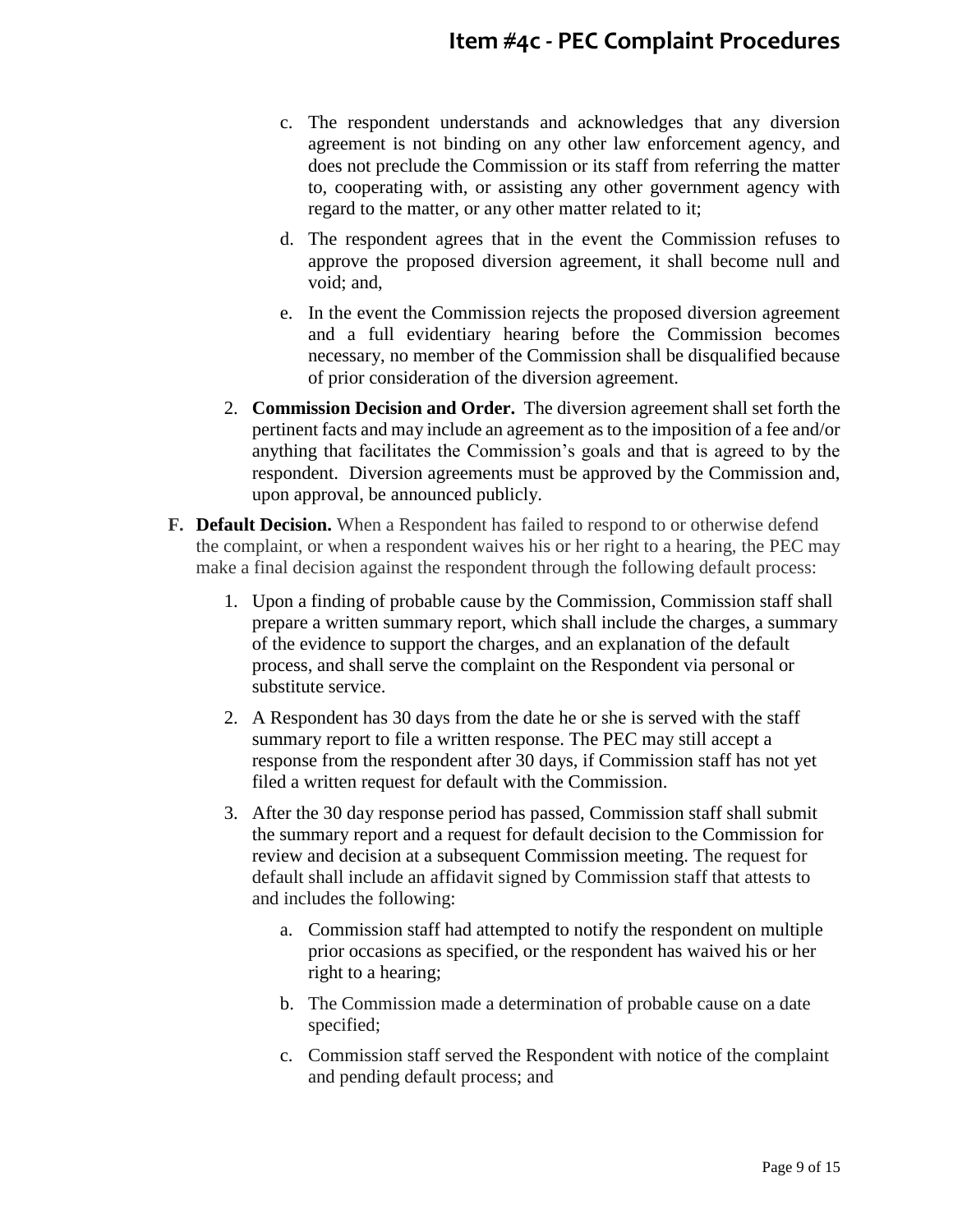c. The respondent understands and acknowledges that any diversion agreement is not binding on any other law enforcement agency, and does not preclude the Commission or its staff from referring the matter to, cooperating with, or assisting any other government agency with regard to the matter, or any other matter related to it;

d. The respondent agrees that in the event the Commission refuses to approve the proposed diversion agreement, it shall become null and void; and,

e. In the event the Commission rejects the proposed diversion agreement and a full evidentiary hearing before the Commission becomes necessary, no member of the Commission shall be disqualified because of prior consideration of the diversion agreement.

2. **Commission Decision and Order.** The diversion agreement shall set forth the pertinent facts and may include an agreement as to the imposition of a fee and/or anything that facilitates the Commission's goals and that is agreed to by the respondent. Diversion agreements must be approved by the Commission and, upon approval, be announced publicly.

**F. Default Decision.** When a Respondent has failed to respond to or otherwise defend the complaint, or when a respondent waives his or her right to a hearing, the PEC may make a final decision against the respondent through the following default process:

1. Upon a finding of probable cause by the Commission, Commission staff shall prepare a written summary report, which shall include the charges, a summary of the evidence to support the charges, and an explanation of the default process, and shall serve the complaint on the Respondent via personal or substitute service.

2. A Respondent has 30 days from the date he or she is served with the staff summary report to file a written response. The PEC may still accept a response from the respondent after 30 days, if Commission staff has not yet filed a written request for default with the Commission.

3. After the 30 day response period has passed, Commission staff shall submit the summary report and a request for default decision to the Commission for review and decision at a subsequent Commission meeting. The request for default shall include an affidavit signed by Commission staff that attests to and includes the following:

   a. Commission staff had attempted to notify the respondent on multiple prior occasions as specified, or the respondent has waived his or her right to a hearing;

   b. The Commission made a determination of probable cause on a date specified;

   c. Commission staff served the Respondent with notice of the complaint and pending default process; and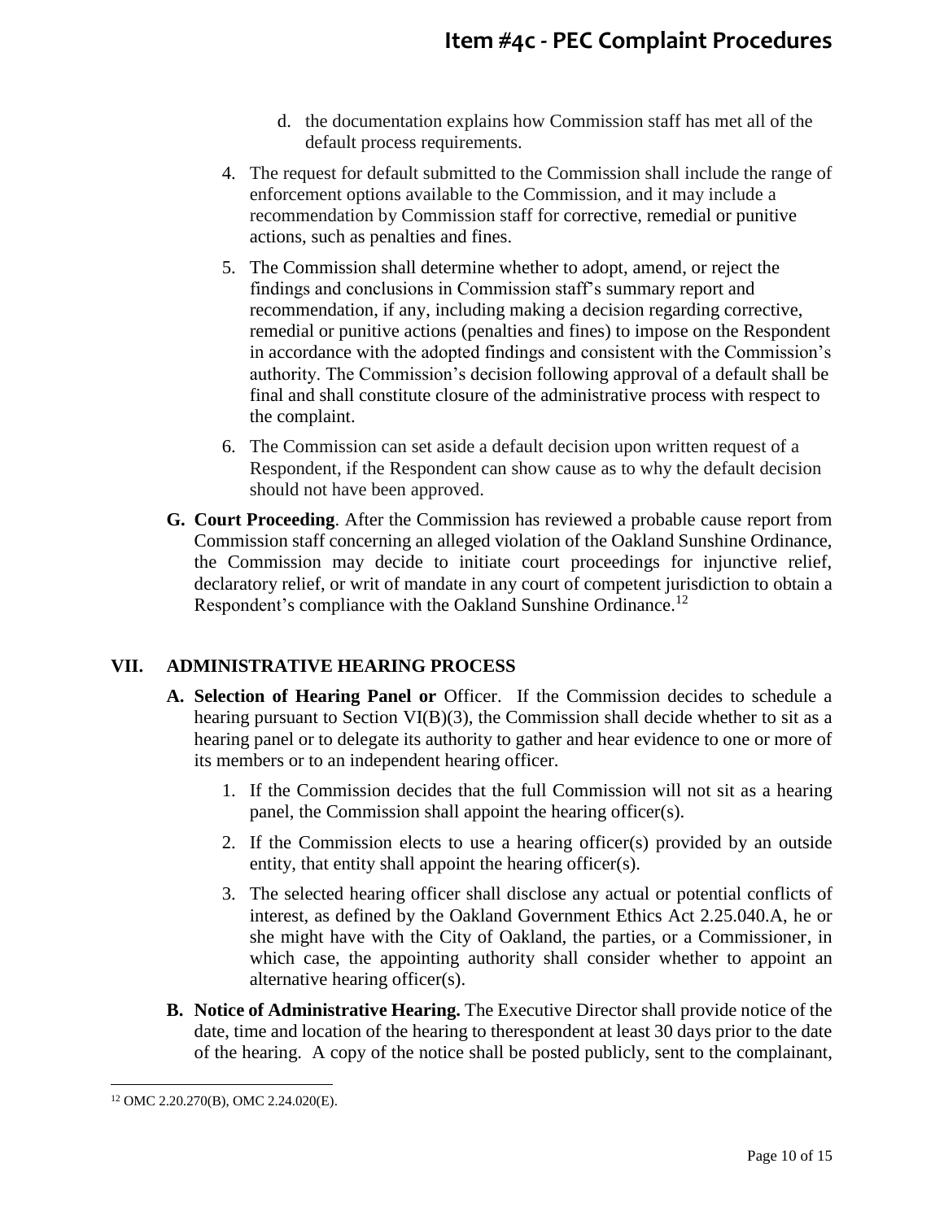d. the documentation explains how Commission staff has met all of the default process requirements.

4. The request for default submitted to the Commission shall include the range of enforcement options available to the Commission, and it may include a recommendation by Commission staff for corrective, remedial or punitive actions, such as penalties and fines.

5. The Commission shall determine whether to adopt, amend, or reject the findings and conclusions in Commission staff's summary report and recommendation, if any, including making a decision regarding corrective, remedial or punitive actions (penalties and fines) to impose on the Respondent in accordance with the adopted findings and consistent with the Commission's authority. The Commission's decision following approval of a default shall be final and shall constitute closure of the administrative process with respect to the complaint.

6. The Commission can set aside a default decision upon written request of a Respondent, if the Respondent can show cause as to why the default decision should not have been approved.

**G. Court Proceeding**. After the Commission has reviewed a probable cause report from Commission staff concerning an alleged violation of the Oakland Sunshine Ordinance, the Commission may decide to initiate court proceedings for injunctive relief, declaratory relief, or writ of mandate in any court of competent jurisdiction to obtain a Respondent's compliance with the Oakland Sunshine Ordinance.[12]

## VII. ADMINISTRATIVE HEARING PROCESS

**A. Selection of Hearing Panel or** Officer. If the Commission decides to schedule a hearing pursuant to Section VI(B)(3), the Commission shall decide whether to sit as a hearing panel or to delegate its authority to gather and hear evidence to one or more of its members or to an independent hearing officer.

1. If the Commission decides that the full Commission will not sit as a hearing panel, the Commission shall appoint the hearing officer(s).

2. If the Commission elects to use a hearing officer(s) provided by an outside entity, that entity shall appoint the hearing officer(s).

3. The selected hearing officer shall disclose any actual or potential conflicts of interest, as defined by the Oakland Government Ethics Act 2.25.040.A, he or she might have with the City of Oakland, the parties, or a Commissioner, in which case, the appointing authority shall consider whether to appoint an alternative hearing officer(s).

**B. Notice of Administrative Hearing.** The Executive Director shall provide notice of the date, time and location of the hearing to therespondent at least 30 days prior to the date of the hearing. A copy of the notice shall be posted publicly, sent to the complainant,

---

[12] OMC 2.20.270(B), OMC 2.24.020(E).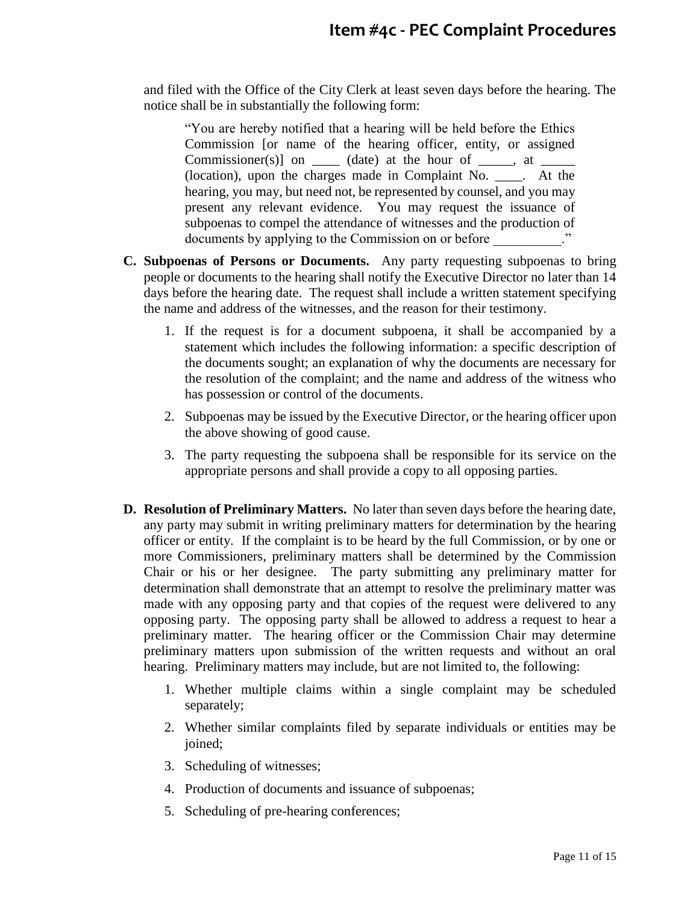and filed with the Office of the City Clerk at least seven days before the hearing. The notice shall be in substantially the following form:

> "You are hereby notified that a hearing will be held before the Ethics Commission [or name of the hearing officer, entity, or assigned Commissioner(s)] on ____ (date) at the hour of _____, at _____ (location), upon the charges made in Complaint No. ____. At the hearing, you may, but need not, be represented by counsel, and you may present any relevant evidence. You may request the issuance of subpoenas to compel the attendance of witnesses and the production of documents by applying to the Commission on or before __________."

**C. Subpoenas of Persons or Documents.** Any party requesting subpoenas to bring people or documents to the hearing shall notify the Executive Director no later than 14 days before the hearing date. The request shall include a written statement specifying the name and address of the witnesses, and the reason for their testimony.

1. If the request is for a document subpoena, it shall be accompanied by a statement which includes the following information: a specific description of the documents sought; an explanation of why the documents are necessary for the resolution of the complaint; and the name and address of the witness who has possession or control of the documents.
2. Subpoenas may be issued by the Executive Director, or the hearing officer upon the above showing of good cause.
3. The party requesting the subpoena shall be responsible for its service on the appropriate persons and shall provide a copy to all opposing parties.

**D. Resolution of Preliminary Matters.** No later than seven days before the hearing date, any party may submit in writing preliminary matters for determination by the hearing officer or entity. If the complaint is to be heard by the full Commission, or by one or more Commissioners, preliminary matters shall be determined by the Commission Chair or his or her designee. The party submitting any preliminary matter for determination shall demonstrate that an attempt to resolve the preliminary matter was made with any opposing party and that copies of the request were delivered to any opposing party. The opposing party shall be allowed to address a request to hear a preliminary matter. The hearing officer or the Commission Chair may determine preliminary matters upon submission of the written requests and without an oral hearing. Preliminary matters may include, but are not limited to, the following:

1. Whether multiple claims within a single complaint may be scheduled separately;
2. Whether similar complaints filed by separate individuals or entities may be joined;
3. Scheduling of witnesses;
4. Production of documents and issuance of subpoenas;
5. Scheduling of pre-hearing conferences;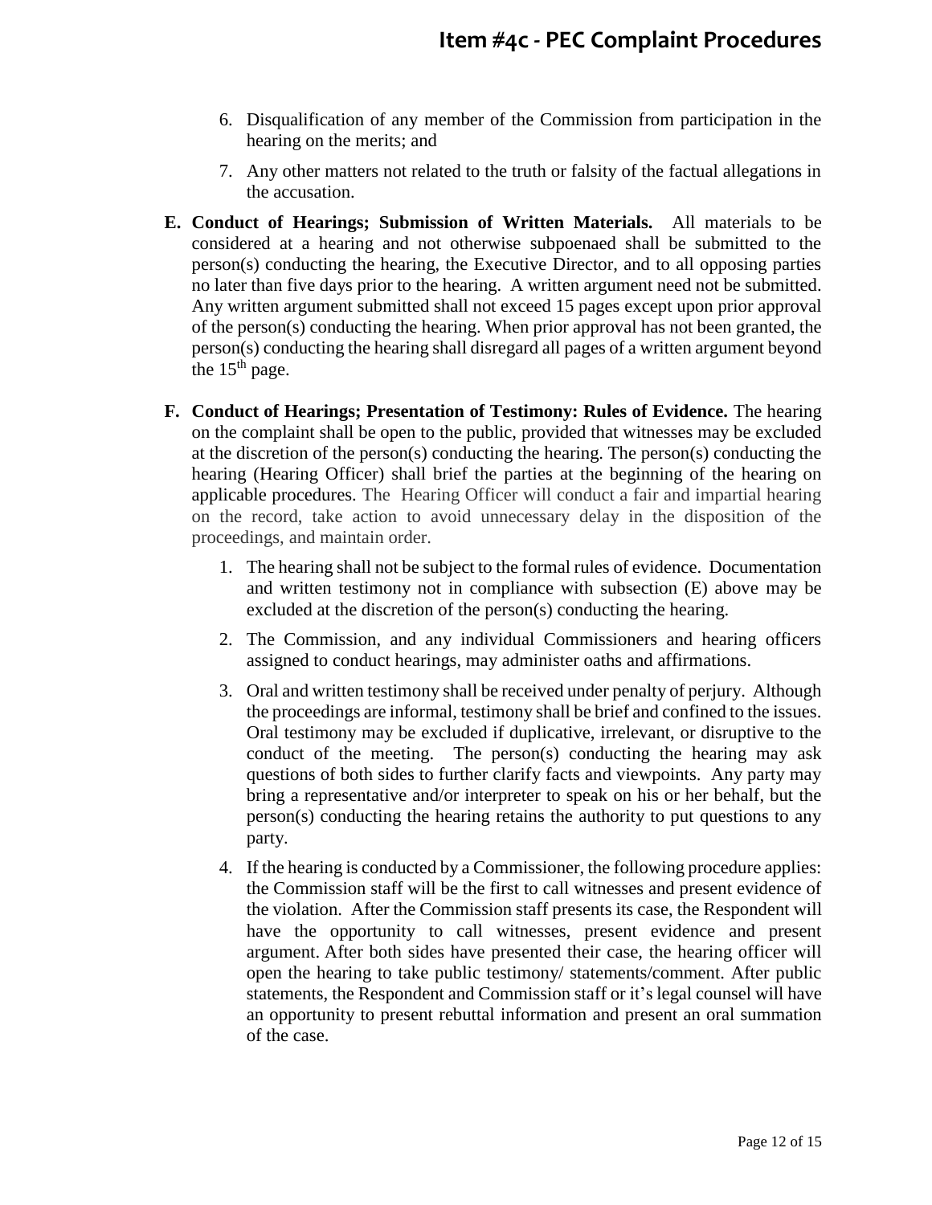6. Disqualification of any member of the Commission from participation in the hearing on the merits; and

7. Any other matters not related to the truth or falsity of the factual allegations in the accusation.

**E. Conduct of Hearings; Submission of Written Materials.** All materials to be considered at a hearing and not otherwise subpoenaed shall be submitted to the person(s) conducting the hearing, the Executive Director, and to all opposing parties no later than five days prior to the hearing. A written argument need not be submitted. Any written argument submitted shall not exceed 15 pages except upon prior approval of the person(s) conducting the hearing. When prior approval has not been granted, the person(s) conducting the hearing shall disregard all pages of a written argument beyond the 15th page.

**F. Conduct of Hearings; Presentation of Testimony: Rules of Evidence.** The hearing on the complaint shall be open to the public, provided that witnesses may be excluded at the discretion of the person(s) conducting the hearing. The person(s) conducting the hearing (Hearing Officer) shall brief the parties at the beginning of the hearing on applicable procedures. The Hearing Officer will conduct a fair and impartial hearing on the record, take action to avoid unnecessary delay in the disposition of the proceedings, and maintain order.

1. The hearing shall not be subject to the formal rules of evidence. Documentation and written testimony not in compliance with subsection (E) above may be excluded at the discretion of the person(s) conducting the hearing.

2. The Commission, and any individual Commissioners and hearing officers assigned to conduct hearings, may administer oaths and affirmations.

3. Oral and written testimony shall be received under penalty of perjury. Although the proceedings are informal, testimony shall be brief and confined to the issues. Oral testimony may be excluded if duplicative, irrelevant, or disruptive to the conduct of the meeting. The person(s) conducting the hearing may ask questions of both sides to further clarify facts and viewpoints. Any party may bring a representative and/or interpreter to speak on his or her behalf, but the person(s) conducting the hearing retains the authority to put questions to any party.

4. If the hearing is conducted by a Commissioner, the following procedure applies: the Commission staff will be the first to call witnesses and present evidence of the violation. After the Commission staff presents its case, the Respondent will have the opportunity to call witnesses, present evidence and present argument. After both sides have presented their case, the hearing officer will open the hearing to take public testimony/ statements/comment. After public statements, the Respondent and Commission staff or it's legal counsel will have an opportunity to present rebuttal information and present an oral summation of the case.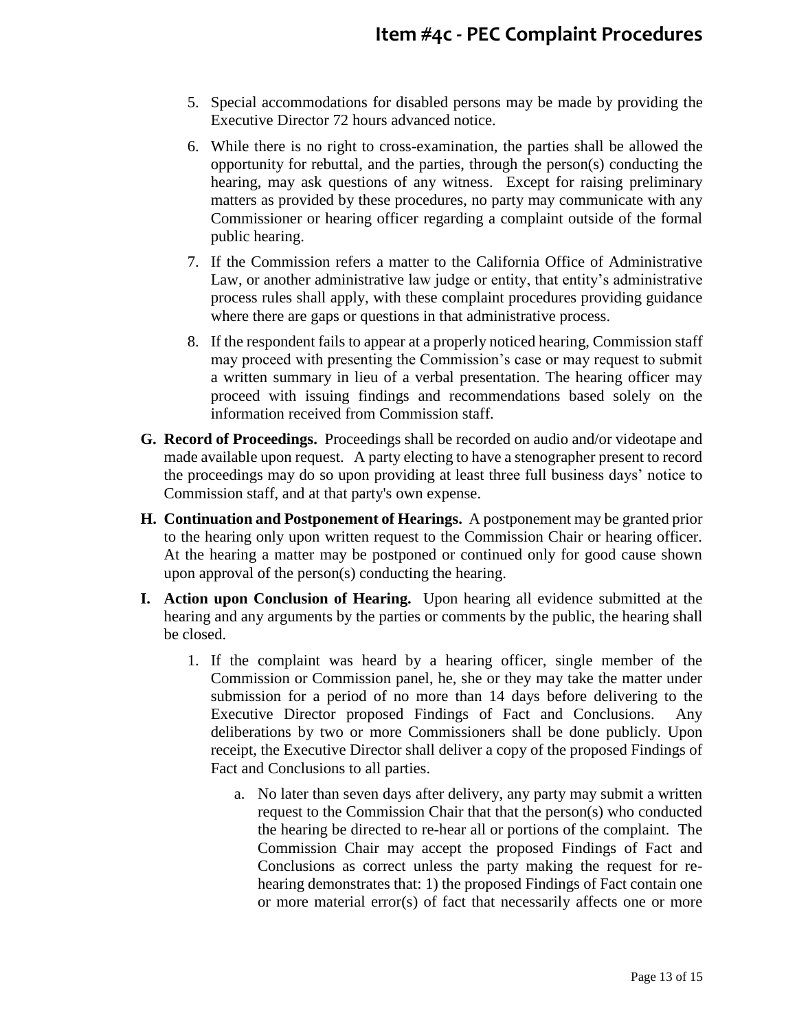5. Special accommodations for disabled persons may be made by providing the Executive Director 72 hours advanced notice.

6. While there is no right to cross-examination, the parties shall be allowed the opportunity for rebuttal, and the parties, through the person(s) conducting the hearing, may ask questions of any witness. Except for raising preliminary matters as provided by these procedures, no party may communicate with any Commissioner or hearing officer regarding a complaint outside of the formal public hearing.

7. If the Commission refers a matter to the California Office of Administrative Law, or another administrative law judge or entity, that entity's administrative process rules shall apply, with these complaint procedures providing guidance where there are gaps or questions in that administrative process.

8. If the respondent fails to appear at a properly noticed hearing, Commission staff may proceed with presenting the Commission's case or may request to submit a written summary in lieu of a verbal presentation. The hearing officer may proceed with issuing findings and recommendations based solely on the information received from Commission staff.

**G. Record of Proceedings.** Proceedings shall be recorded on audio and/or videotape and made available upon request. A party electing to have a stenographer present to record the proceedings may do so upon providing at least three full business days' notice to Commission staff, and at that party's own expense.

**H. Continuation and Postponement of Hearings.** A postponement may be granted prior to the hearing only upon written request to the Commission Chair or hearing officer. At the hearing a matter may be postponed or continued only for good cause shown upon approval of the person(s) conducting the hearing.

**I. Action upon Conclusion of Hearing.** Upon hearing all evidence submitted at the hearing and any arguments by the parties or comments by the public, the hearing shall be closed.

1. If the complaint was heard by a hearing officer, single member of the Commission or Commission panel, he, she or they may take the matter under submission for a period of no more than 14 days before delivering to the Executive Director proposed Findings of Fact and Conclusions. Any deliberations by two or more Commissioners shall be done publicly. Upon receipt, the Executive Director shall deliver a copy of the proposed Findings of Fact and Conclusions to all parties.

   a. No later than seven days after delivery, any party may submit a written request to the Commission Chair that that the person(s) who conducted the hearing be directed to re-hear all or portions of the complaint. The Commission Chair may accept the proposed Findings of Fact and Conclusions as correct unless the party making the request for re-hearing demonstrates that: 1) the proposed Findings of Fact contain one or more material error(s) of fact that necessarily affects one or more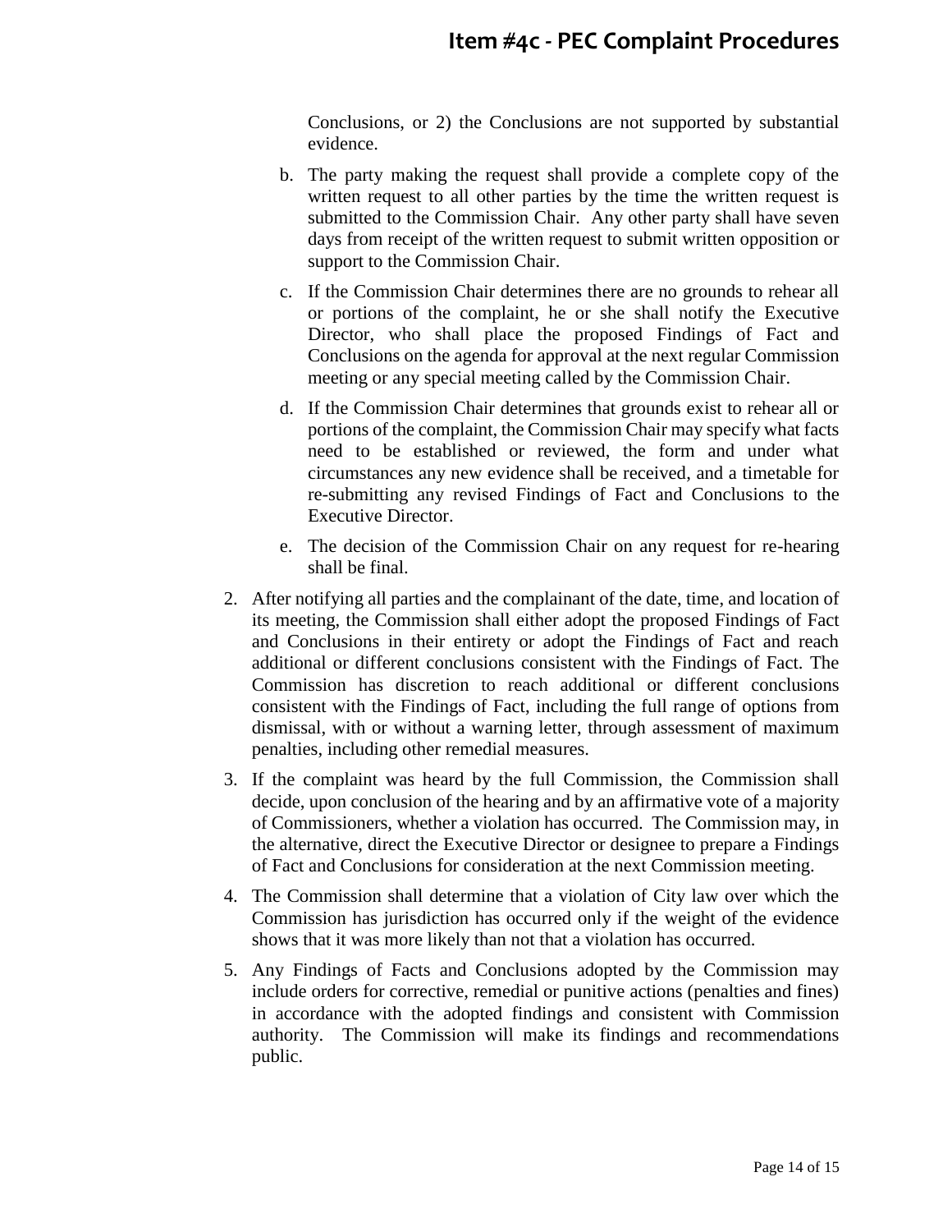Conclusions, or 2) the Conclusions are not supported by substantial evidence.

   b. The party making the request shall provide a complete copy of the written request to all other parties by the time the written request is submitted to the Commission Chair. Any other party shall have seven days from receipt of the written request to submit written opposition or support to the Commission Chair.

   c. If the Commission Chair determines there are no grounds to rehear all or portions of the complaint, he or she shall notify the Executive Director, who shall place the proposed Findings of Fact and Conclusions on the agenda for approval at the next regular Commission meeting or any special meeting called by the Commission Chair.

   d. If the Commission Chair determines that grounds exist to rehear all or portions of the complaint, the Commission Chair may specify what facts need to be established or reviewed, the form and under what circumstances any new evidence shall be received, and a timetable for re-submitting any revised Findings of Fact and Conclusions to the Executive Director.

   e. The decision of the Commission Chair on any request for re-hearing shall be final.

2. After notifying all parties and the complainant of the date, time, and location of its meeting, the Commission shall either adopt the proposed Findings of Fact and Conclusions in their entirety or adopt the Findings of Fact and reach additional or different conclusions consistent with the Findings of Fact. The Commission has discretion to reach additional or different conclusions consistent with the Findings of Fact, including the full range of options from dismissal, with or without a warning letter, through assessment of maximum penalties, including other remedial measures.

3. If the complaint was heard by the full Commission, the Commission shall decide, upon conclusion of the hearing and by an affirmative vote of a majority of Commissioners, whether a violation has occurred. The Commission may, in the alternative, direct the Executive Director or designee to prepare a Findings of Fact and Conclusions for consideration at the next Commission meeting.

4. The Commission shall determine that a violation of City law over which the Commission has jurisdiction has occurred only if the weight of the evidence shows that it was more likely than not that a violation has occurred.

5. Any Findings of Facts and Conclusions adopted by the Commission may include orders for corrective, remedial or punitive actions (penalties and fines) in accordance with the adopted findings and consistent with Commission authority. The Commission will make its findings and recommendations public.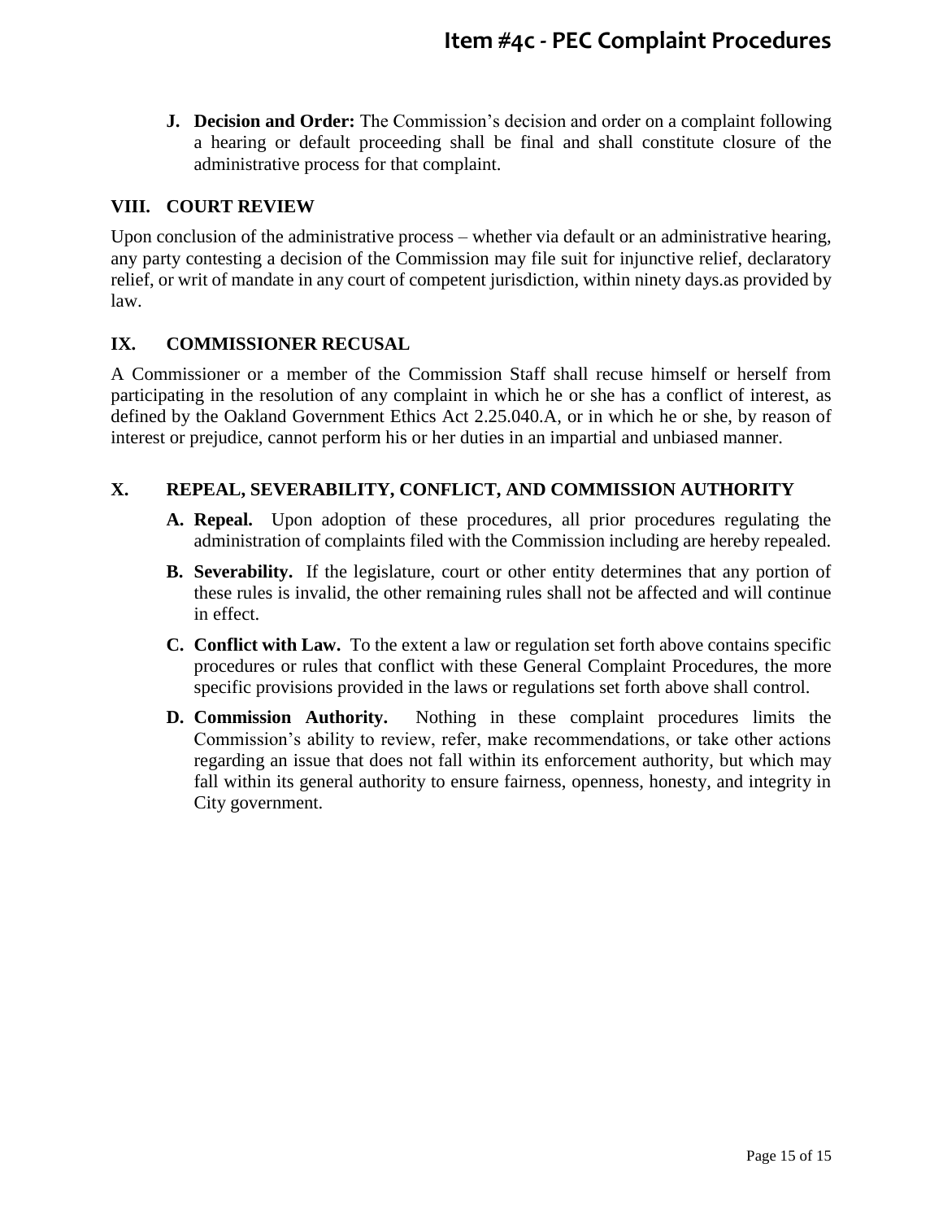**J. Decision and Order:** The Commission's decision and order on a complaint following a hearing or default proceeding shall be final and shall constitute closure of the administrative process for that complaint.

## VIII. COURT REVIEW

Upon conclusion of the administrative process – whether via default or an administrative hearing, any party contesting a decision of the Commission may file suit for injunctive relief, declaratory relief, or writ of mandate in any court of competent jurisdiction, within ninety days.as provided by law.

## IX. COMMISSIONER RECUSAL

A Commissioner or a member of the Commission Staff shall recuse himself or herself from participating in the resolution of any complaint in which he or she has a conflict of interest, as defined by the Oakland Government Ethics Act 2.25.040.A, or in which he or she, by reason of interest or prejudice, cannot perform his or her duties in an impartial and unbiased manner.

## X. REPEAL, SEVERABILITY, CONFLICT, AND COMMISSION AUTHORITY

**A. Repeal.** Upon adoption of these procedures, all prior procedures regulating the administration of complaints filed with the Commission including are hereby repealed.

**B. Severability.** If the legislature, court or other entity determines that any portion of these rules is invalid, the other remaining rules shall not be affected and will continue in effect.

**C. Conflict with Law.** To the extent a law or regulation set forth above contains specific procedures or rules that conflict with these General Complaint Procedures, the more specific provisions provided in the laws or regulations set forth above shall control.

**D. Commission Authority.** Nothing in these complaint procedures limits the Commission's ability to review, refer, make recommendations, or take other actions regarding an issue that does not fall within its enforcement authority, but which may fall within its general authority to ensure fairness, openness, honesty, and integrity in City government.